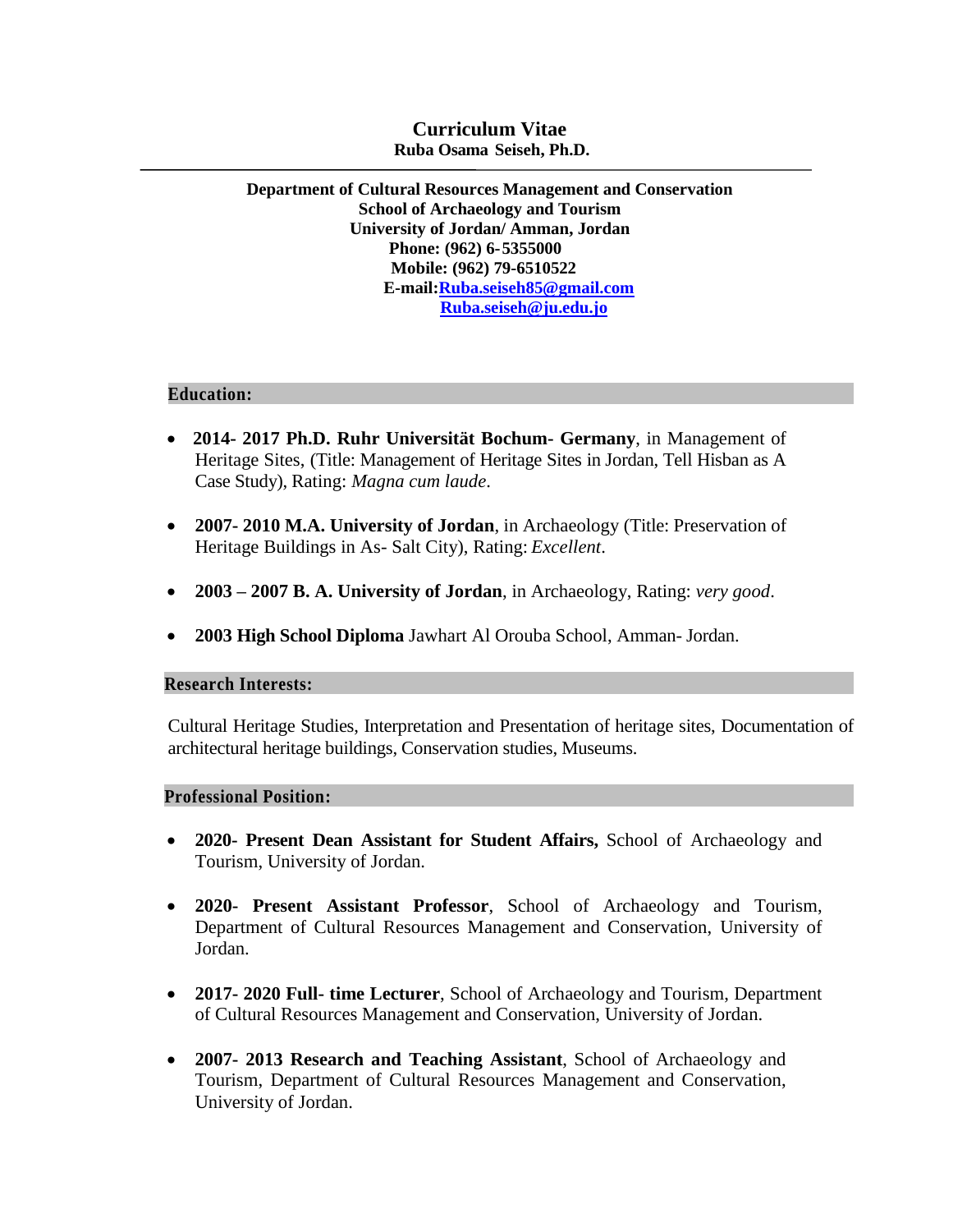# Curriculum Vitae

**Ruba Osama Seiseh, Ph.D.**

---

**Department of Cultural Resources Management and Conservation**
**School of Archaeology and Tourism**
**University of Jordan/ Amman, Jordan**
**Phone: (962) 6-5355000**
**Mobile: (962) 79-6510522**
**E-mail:[Ruba.seiseh85@gmail.com](mailto:Ruba.seiseh85@gmail.com)**
**[Ruba.seiseh@ju.edu.jo](mailto:Ruba.seiseh@ju.edu.jo)**

## Education:

- **2014- 2017 Ph.D. Ruhr Universität Bochum- Germany**, in Management of Heritage Sites, (Title: Management of Heritage Sites in Jordan, Tell Hisban as A Case Study), Rating: *Magna cum laude*.
- **2007- 2010 M.A. University of Jordan**, in Archaeology (Title: Preservation of Heritage Buildings in As- Salt City), Rating: *Excellent*.
- **2003 – 2007 B. A. University of Jordan**, in Archaeology, Rating: *very good*.
- **2003 High School Diploma** Jawhart Al Orouba School, Amman- Jordan.

## Research Interests:

Cultural Heritage Studies, Interpretation and Presentation of heritage sites, Documentation of architectural heritage buildings, Conservation studies, Museums.

## Professional Position:

- **2020- Present Dean Assistant for Student Affairs,** School of Archaeology and Tourism, University of Jordan.
- **2020- Present Assistant Professor**, School of Archaeology and Tourism, Department of Cultural Resources Management and Conservation, University of Jordan.
- **2017- 2020 Full- time Lecturer**, School of Archaeology and Tourism, Department of Cultural Resources Management and Conservation, University of Jordan.
- **2007- 2013 Research and Teaching Assistant**, School of Archaeology and Tourism, Department of Cultural Resources Management and Conservation, University of Jordan.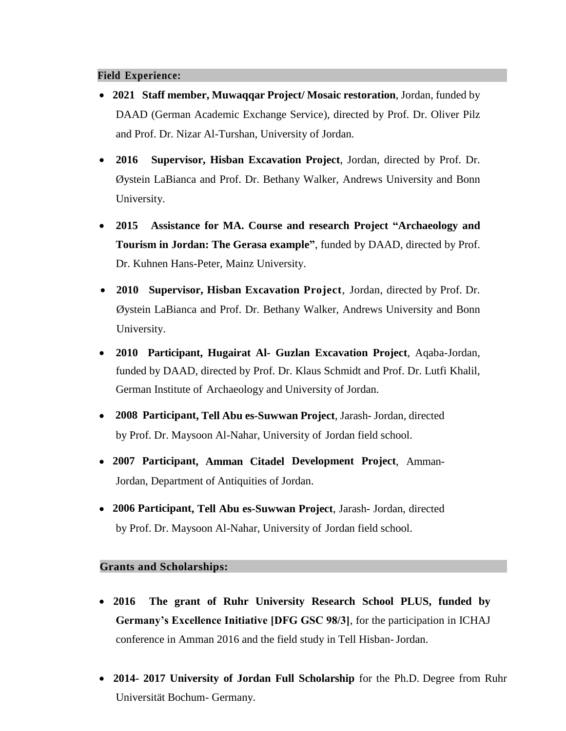## Field Experience:

- **2021 Staff member, Muwaqqar Project/ Mosaic restoration**, Jordan, funded by DAAD (German Academic Exchange Service), directed by Prof. Dr. Oliver Pilz and Prof. Dr. Nizar Al-Turshan, University of Jordan.
- **2016 Supervisor, Hisban Excavation Project**, Jordan, directed by Prof. Dr. Øystein LaBianca and Prof. Dr. Bethany Walker, Andrews University and Bonn University.
- **2015 Assistance for MA. Course and research Project "Archaeology and Tourism in Jordan: The Gerasa example"**, funded by DAAD, directed by Prof. Dr. Kuhnen Hans-Peter, Mainz University.
- **2010 Supervisor, Hisban Excavation Project**, Jordan, directed by Prof. Dr. Øystein LaBianca and Prof. Dr. Bethany Walker, Andrews University and Bonn University.
- **2010 Participant, Hugairat Al- Guzlan Excavation Project**, Aqaba-Jordan, funded by DAAD, directed by Prof. Dr. Klaus Schmidt and Prof. Dr. Lutfi Khalil, German Institute of Archaeology and University of Jordan.
- **2008 Participant, Tell Abu es-Suwwan Project**, Jarash- Jordan, directed by Prof. Dr. Maysoon Al-Nahar, University of Jordan field school.
- **2007 Participant, Amman Citadel Development Project**, Amman-Jordan, Department of Antiquities of Jordan.
- **2006 Participant, Tell Abu es-Suwwan Project**, Jarash- Jordan, directed by Prof. Dr. Maysoon Al-Nahar, University of Jordan field school.

## Grants and Scholarships:

- **2016 The grant of Ruhr University Research School PLUS, funded by Germany's Excellence Initiative [DFG GSC 98/3]**, for the participation in ICHAJ conference in Amman 2016 and the field study in Tell Hisban- Jordan.
- **2014- 2017 University of Jordan Full Scholarship** for the Ph.D. Degree from Ruhr Universität Bochum- Germany.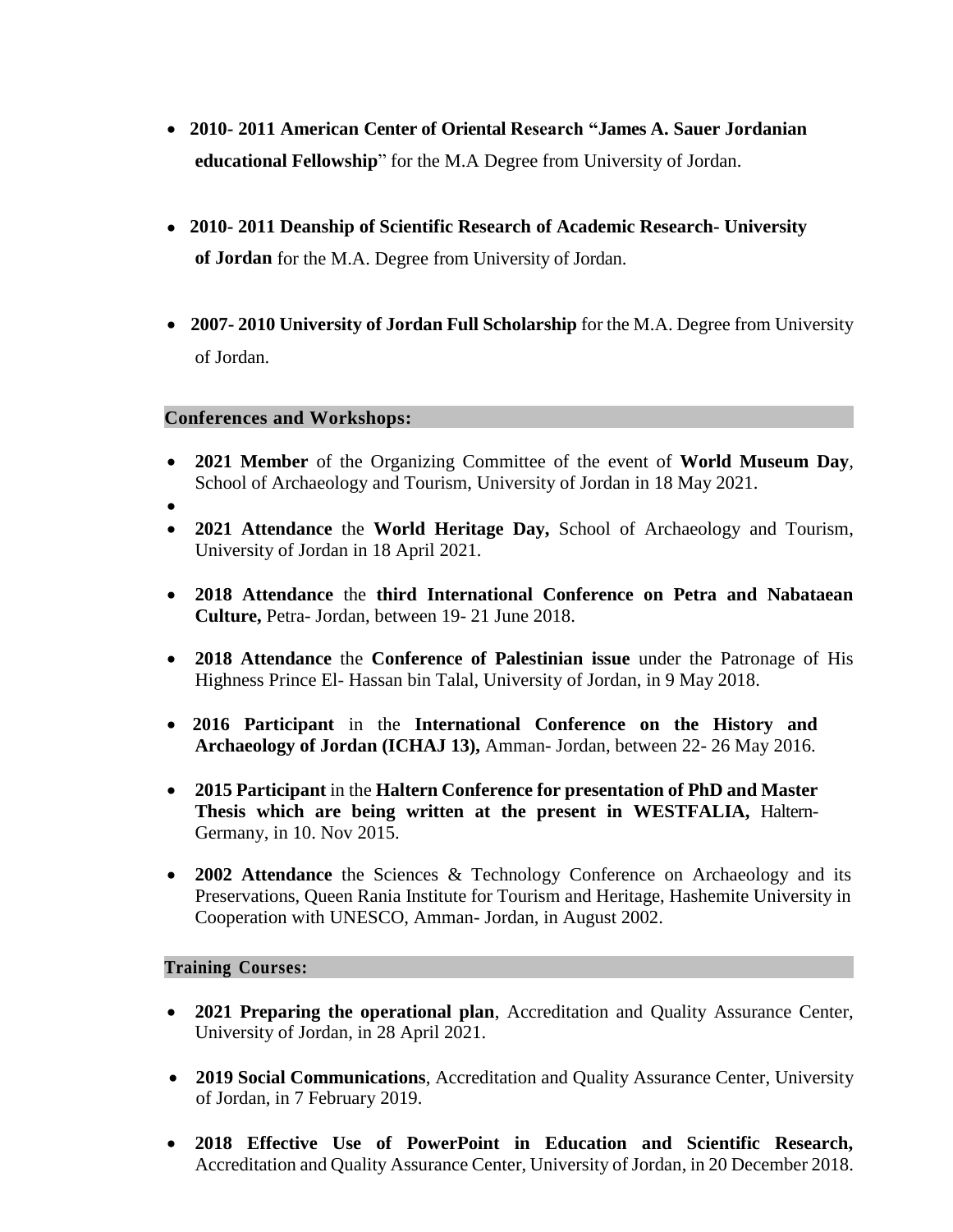- **2010- 2011 American Center of Oriental Research "James A. Sauer Jordanian educational Fellowship**" for the M.A Degree from University of Jordan.

- **2010- 2011 Deanship of Scientific Research of Academic Research- University of Jordan** for the M.A. Degree from University of Jordan.

- **2007- 2010 University of Jordan Full Scholarship** for the M.A. Degree from University of Jordan.

## Conferences and Workshops:

- **2021 Member** of the Organizing Committee of the event of **World Museum Day**, School of Archaeology and Tourism, University of Jordan in 18 May 2021.
- 
- **2021 Attendance** the **World Heritage Day,** School of Archaeology and Tourism, University of Jordan in 18 April 2021.

- **2018 Attendance** the **third International Conference on Petra and Nabataean Culture,** Petra- Jordan, between 19- 21 June 2018.

- **2018 Attendance** the **Conference of Palestinian issue** under the Patronage of His Highness Prince El- Hassan bin Talal, University of Jordan, in 9 May 2018.

- **2016 Participant** in the **International Conference on the History and Archaeology of Jordan (ICHAJ 13),** Amman- Jordan, between 22- 26 May 2016.

- **2015 Participant** in the **Haltern Conference for presentation of PhD and Master Thesis which are being written at the present in WESTFALIA,** Haltern-Germany, in 10. Nov 2015.

- **2002 Attendance** the Sciences & Technology Conference on Archaeology and its Preservations, Queen Rania Institute for Tourism and Heritage, Hashemite University in Cooperation with UNESCO, Amman- Jordan, in August 2002.

## Training Courses:

- **2021 Preparing the operational plan**, Accreditation and Quality Assurance Center, University of Jordan, in 28 April 2021.

- **2019 Social Communications**, Accreditation and Quality Assurance Center, University of Jordan, in 7 February 2019.

- **2018 Effective Use of PowerPoint in Education and Scientific Research,** Accreditation and Quality Assurance Center, University of Jordan, in 20 December 2018.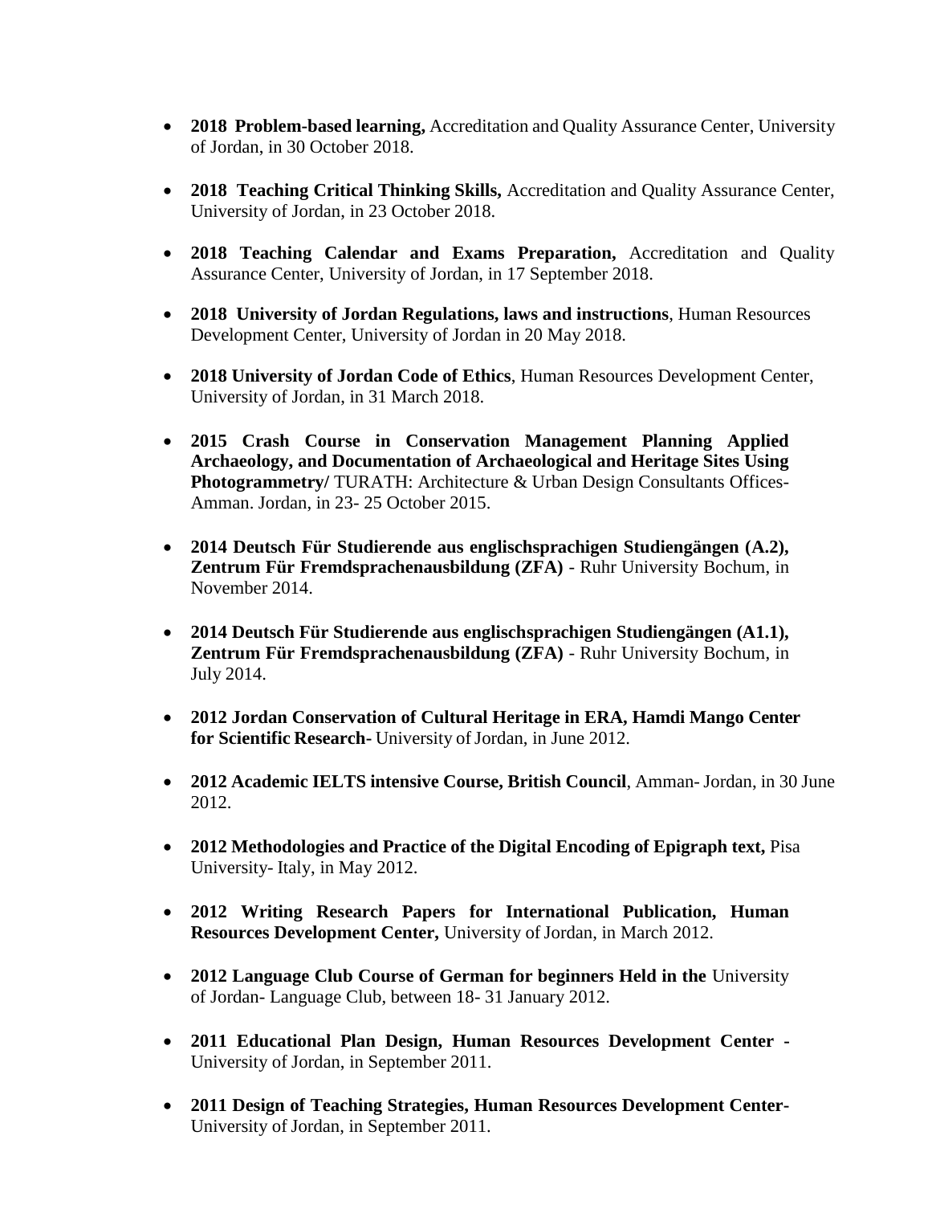- **2018 Problem-based learning,** Accreditation and Quality Assurance Center, University of Jordan, in 30 October 2018.

- **2018 Teaching Critical Thinking Skills,** Accreditation and Quality Assurance Center, University of Jordan, in 23 October 2018.

- **2018 Teaching Calendar and Exams Preparation,** Accreditation and Quality Assurance Center, University of Jordan, in 17 September 2018.

- **2018 University of Jordan Regulations, laws and instructions**, Human Resources Development Center, University of Jordan in 20 May 2018.

- **2018 University of Jordan Code of Ethics**, Human Resources Development Center, University of Jordan, in 31 March 2018.

- **2015 Crash Course in Conservation Management Planning Applied Archaeology, and Documentation of Archaeological and Heritage Sites Using Photogrammetry/** TURATH: Architecture & Urban Design Consultants Offices- Amman. Jordan, in 23- 25 October 2015.

- **2014 Deutsch Für Studierende aus englischsprachigen Studiengängen (A.2), Zentrum Für Fremdsprachenausbildung (ZFA)** - Ruhr University Bochum, in November 2014.

- **2014 Deutsch Für Studierende aus englischsprachigen Studiengängen (A1.1), Zentrum Für Fremdsprachenausbildung (ZFA)** - Ruhr University Bochum, in July 2014.

- **2012 Jordan Conservation of Cultural Heritage in ERA, Hamdi Mango Center for Scientific Research-** University of Jordan, in June 2012.

- **2012 Academic IELTS intensive Course, British Council**, Amman- Jordan, in 30 June 2012.

- **2012 Methodologies and Practice of the Digital Encoding of Epigraph text,** Pisa University- Italy, in May 2012.

- **2012 Writing Research Papers for International Publication, Human Resources Development Center,** University of Jordan, in March 2012.

- **2012 Language Club Course of German for beginners Held in the** University of Jordan- Language Club, between 18- 31 January 2012.

- **2011 Educational Plan Design, Human Resources Development Center** - University of Jordan, in September 2011.

- **2011 Design of Teaching Strategies, Human Resources Development Center**- University of Jordan, in September 2011.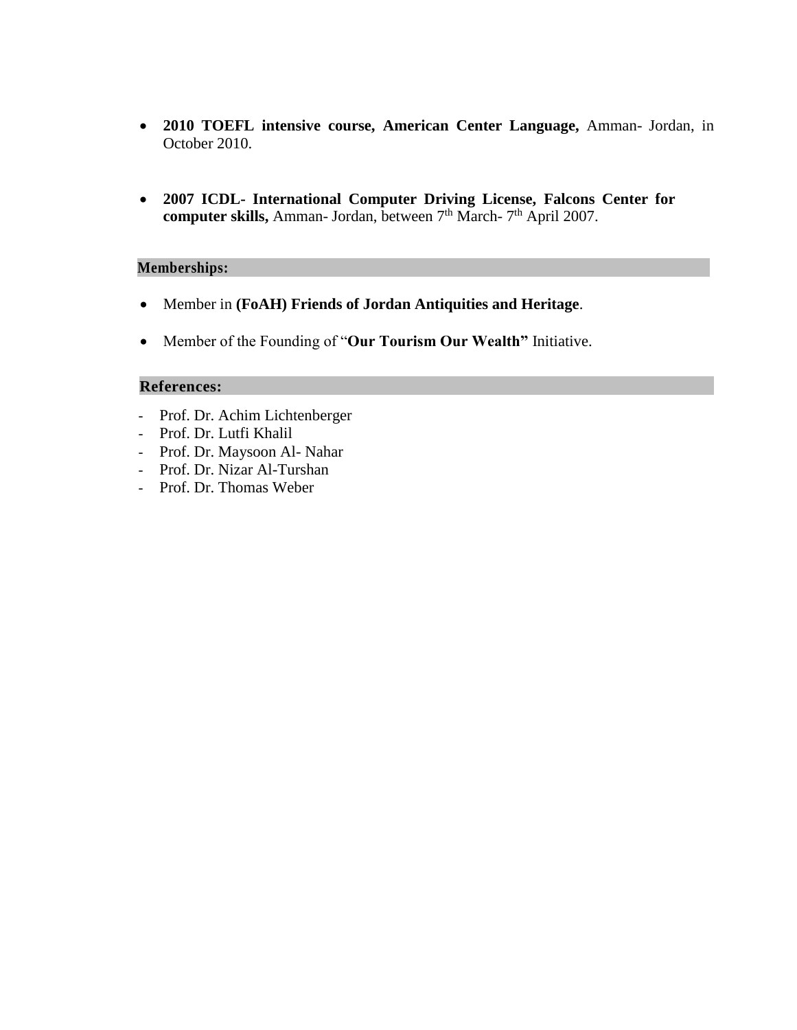- **2010 TOEFL intensive course, American Center Language,** Amman- Jordan, in October 2010.

- **2007 ICDL- International Computer Driving License, Falcons Center for computer skills,** Amman- Jordan, between 7th March- 7th April 2007.

## Memberships:

- Member in **(FoAH) Friends of Jordan Antiquities and Heritage**.
- Member of the Founding of "**Our Tourism Our Wealth"** Initiative.

## References:

- Prof. Dr. Achim Lichtenberger
- Prof. Dr. Lutfi Khalil
- Prof. Dr. Maysoon Al- Nahar
- Prof. Dr. Nizar Al-Turshan
- Prof. Dr. Thomas Weber